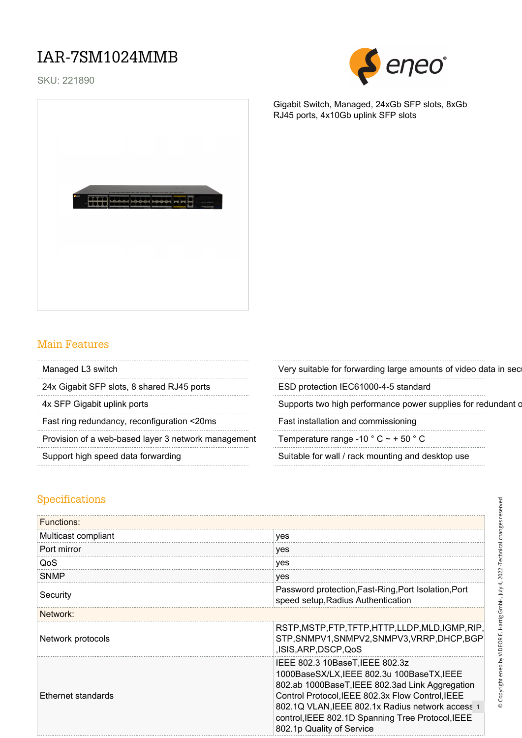# IAR-7SM1024MMB

SKU: 221890

Gigabit Switch, Managed, 24xGb SFP slots, 8xGb RJ45 ports, 4x10Gb uplink SFP slots

## Main Features

- Managed L3 switch
- 24x Gigabit SFP slots, 8 shared RJ45 ports
- 4x SFP Gigabit uplink ports
- Fast ring redundancy, reconfiguration <20ms
- Provision of a web-based layer 3 network management
- Support high speed data forwarding
- Very suitable for forwarding large amounts of video data in secu
- ESD protection IEC61000-4-5 standard
- Supports two high performance power supplies for redundant o
- Fast installation and commissioning
- Temperature range -10 ° C ~ + 50 ° C
- Suitable for wall / rack mounting and desktop use

## Specifications

| | |
|---|---|
| **Functions:** | |
| Multicast compliant | yes |
| Port mirror | yes |
| QoS | yes |
| SNMP | yes |
| Security | Password protection,Fast-Ring,Port Isolation,Port speed setup,Radius Authentication |
| **Network:** | |
| Network protocols | RSTP,MSTP,FTP,TFTP,HTTP,LLDP,MLD,IGMP,RIP,STP,SNMPV1,SNMPV2,SNMPV3,VRRP,DHCP,BGP,ISIS,ARP,DSCP,QoS |
| Ethernet standards | IEEE 802.3 10BaseT,IEEE 802.3z 1000BaseSX/LX,IEEE 802.3u 100BaseTX,IEEE 802.ab 1000BaseT,IEEE 802.3ad Link Aggregation Control Protocol,IEEE 802.3x Flow Control,IEEE 802.1Q VLAN,IEEE 802.1x Radius network access control,IEEE 802.1D Spanning Tree Protocol,IEEE 802.1p Quality of Service |

© Copyright eneo by VIDEOR E. Hartig GmbH, July 4, 2022 -Technical changes reserved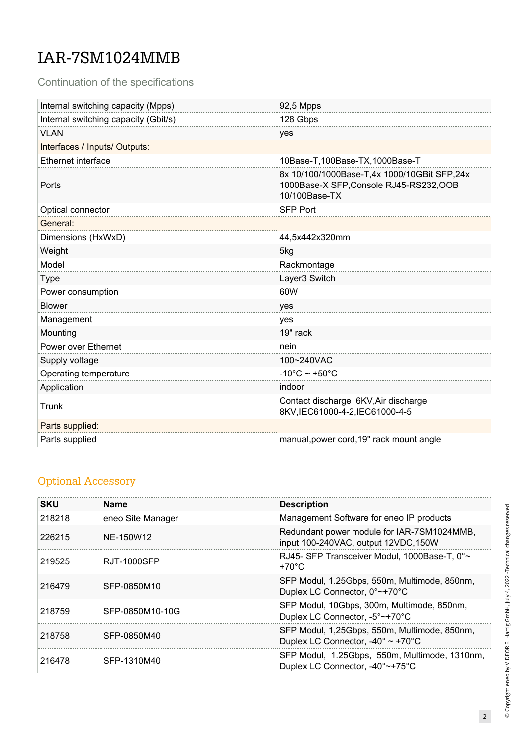# IAR-7SM1024MMB

Continuation of the specifications

| | |
|---|---|
| Internal switching capacity (Mpps) | 92,5 Mpps |
| Internal switching capacity (Gbit/s) | 128 Gbps |
| VLAN | yes |
| **Interfaces / Inputs/ Outputs:** | |
| Ethernet interface | 10Base-T,100Base-TX,1000Base-T |
| Ports | 8x 10/100/1000Base-T,4x 1000/10GBit SFP,24x 1000Base-X SFP,Console RJ45-RS232,OOB 10/100Base-TX |
| Optical connector | SFP Port |
| **General:** | |
| Dimensions (HxWxD) | 44,5x442x320mm |
| Weight | 5kg |
| Model | Rackmontage |
| Type | Layer3 Switch |
| Power consumption | 60W |
| Blower | yes |
| Management | yes |
| Mounting | 19" rack |
| Power over Ethernet | nein |
| Supply voltage | 100~240VAC |
| Operating temperature | -10°C ~ +50°C |
| Application | indoor |
| Trunk | Contact discharge 6KV,Air discharge 8KV,IEC61000-4-2,IEC61000-4-5 |
| **Parts supplied:** | |
| Parts supplied | manual,power cord,19" rack mount angle |

## Optional Accessory

| SKU | Name | Description |
|---|---|---|
| 218218 | eneo Site Manager | Management Software for eneo IP products |
| 226215 | NE-150W12 | Redundant power module for IAR-7SM1024MMB, input 100-240VAC, output 12VDC,150W |
| 219525 | RJT-1000SFP | RJ45- SFP Transceiver Modul, 1000Base-T, 0°~ +70°C |
| 216479 | SFP-0850M10 | SFP Modul, 1.25Gbps, 550m, Multimode, 850nm, Duplex LC Connector, 0°~+70°C |
| 218759 | SFP-0850M10-10G | SFP Modul, 10Gbps, 300m, Multimode, 850nm, Duplex LC Connector, -5°~+70°C |
| 218758 | SFP-0850M40 | SFP Modul, 1,25Gbps, 550m, Multimode, 850nm, Duplex LC Connector, -40° ~ +70°C |
| 216478 | SFP-1310M40 | SFP Modul, 1.25Gbps, 550m, Multimode, 1310nm, Duplex LC Connector, -40°~+75°C |

© Copyright eneo by VIDEOR E. Hartig GmbH, July 4, 2022 -Technical changes reserved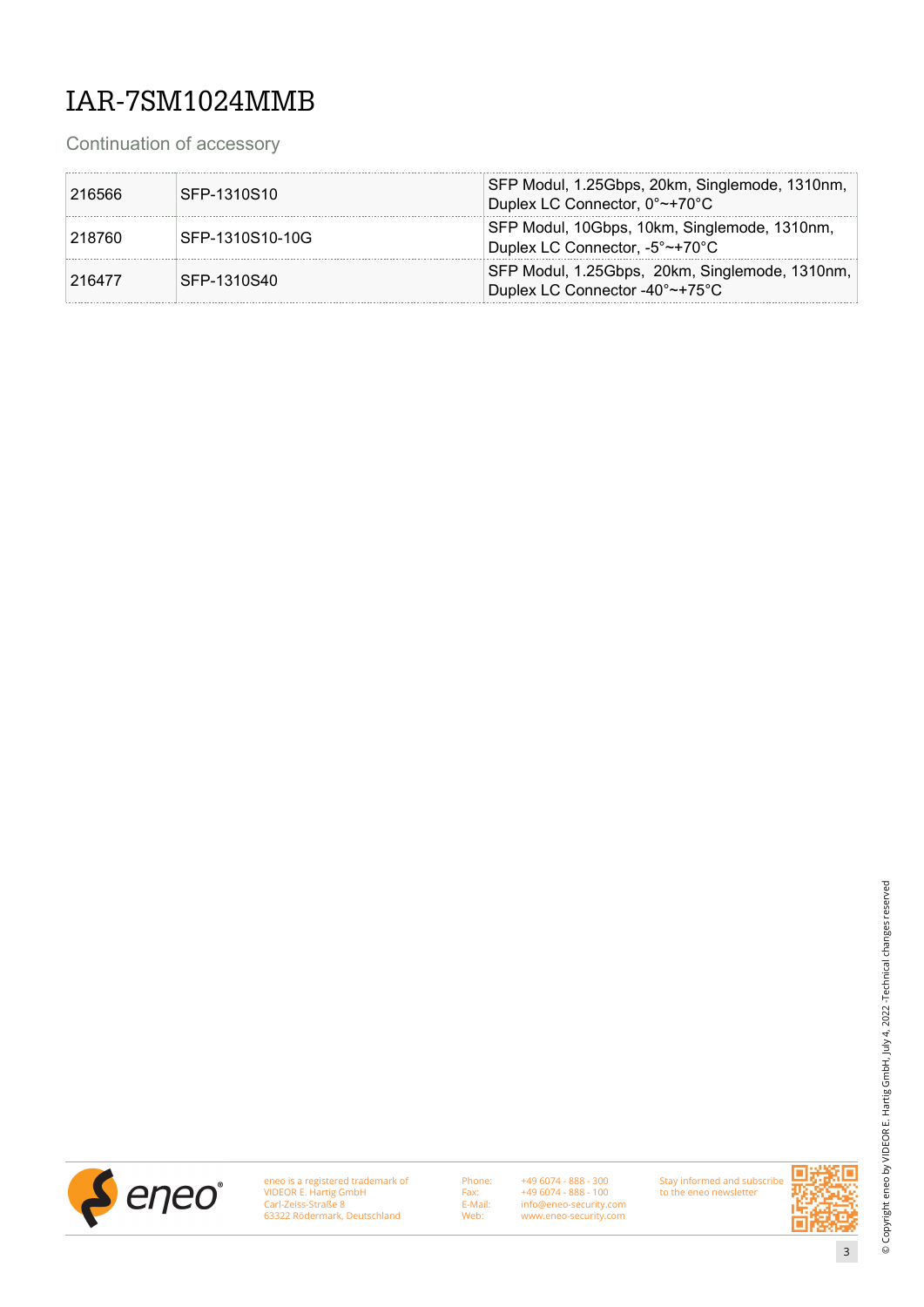# IAR-7SM1024MMB

Continuation of accessory

| | | |
|---|---|---|
| 216566 | SFP-1310S10 | SFP Modul, 1.25Gbps, 20km, Singlemode, 1310nm, Duplex LC Connector, 0°~+70°C |
| 218760 | SFP-1310S10-10G | SFP Modul, 10Gbps, 10km, Singlemode, 1310nm, Duplex LC Connector, -5°~+70°C |
| 216477 | SFP-1310S40 | SFP Modul, 1.25Gbps, 20km, Singlemode, 1310nm, Duplex LC Connector -40°~+75°C |

eneo is a registered trademark of
VIDEOR E. Hartig GmbH
Carl-Zeiss-Straße 8
63322 Rödermark, Deutschland

Phone: +49 6074 - 888 - 300
Fax: +49 6074 - 888 - 100
E-Mail: info@eneo-security.com
Web: www.eneo-security.com

Stay informed and subscribe to the eneo newsletter

© Copyright eneo by VIDEOR E. Hartig GmbH, July 4, 2022 -Technical changes reserved